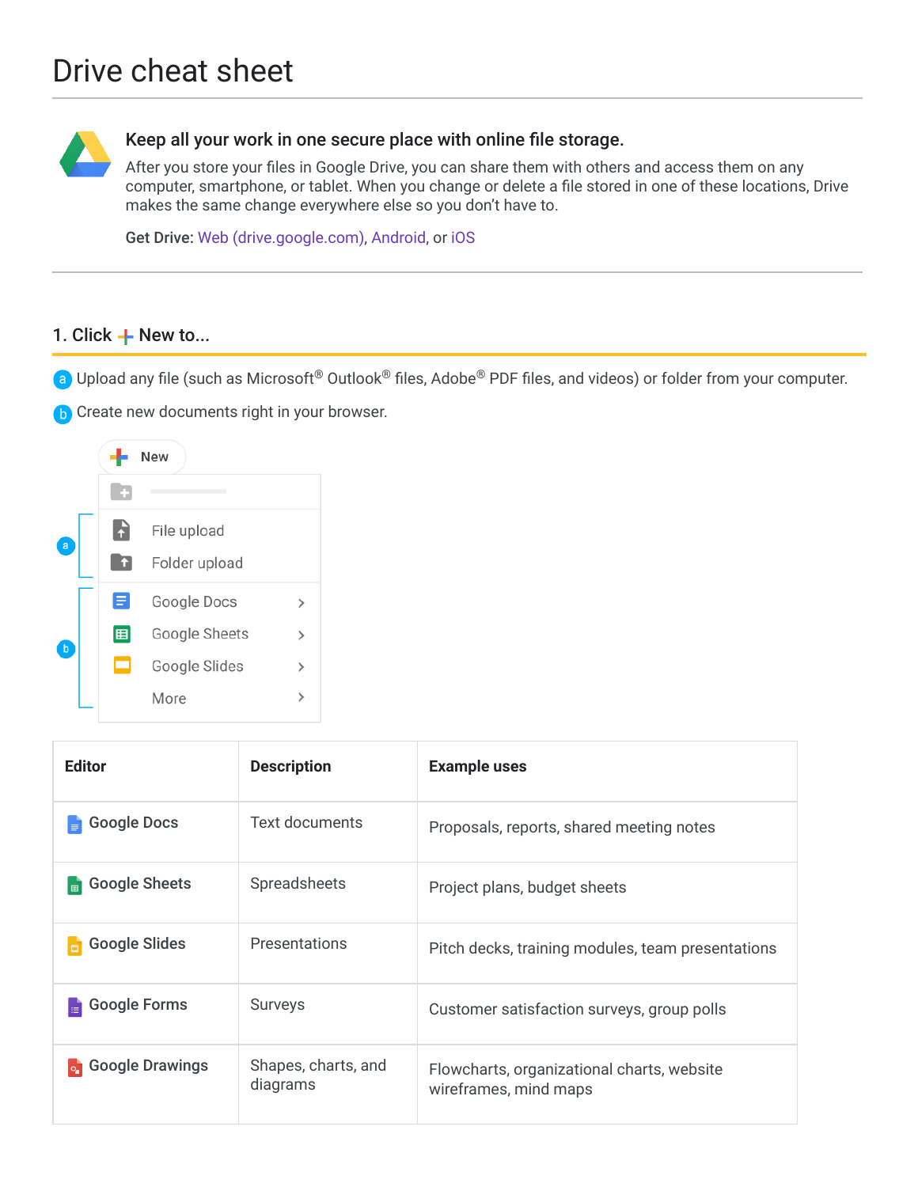# Drive cheat sheet

**Keep all your work in one secure place with online file storage.**

After you store your files in Google Drive, you can share them with others and access them on any computer, smartphone, or tablet. When you change or delete a file stored in one of these locations, Drive makes the same change everywhere else so you don't have to.

**Get Drive:** Web (drive.google.com), Android, or iOS

## 1. Click + New to...

(a) Upload any file (such as Microsoft® Outlook® files, Adobe® PDF files, and videos) or folder from your computer.

(b) Create new documents right in your browser.

New

- a
  - File upload
  - Folder upload
- b
  - Google Docs
  - Google Sheets
  - Google Slides
  - More

| Editor | Description | Example uses |
|---|---|---|
| Google Docs | Text documents | Proposals, reports, shared meeting notes |
| Google Sheets | Spreadsheets | Project plans, budget sheets |
| Google Slides | Presentations | Pitch decks, training modules, team presentations |
| Google Forms | Surveys | Customer satisfaction surveys, group polls |
| Google Drawings | Shapes, charts, and diagrams | Flowcharts, organizational charts, website wireframes, mind maps |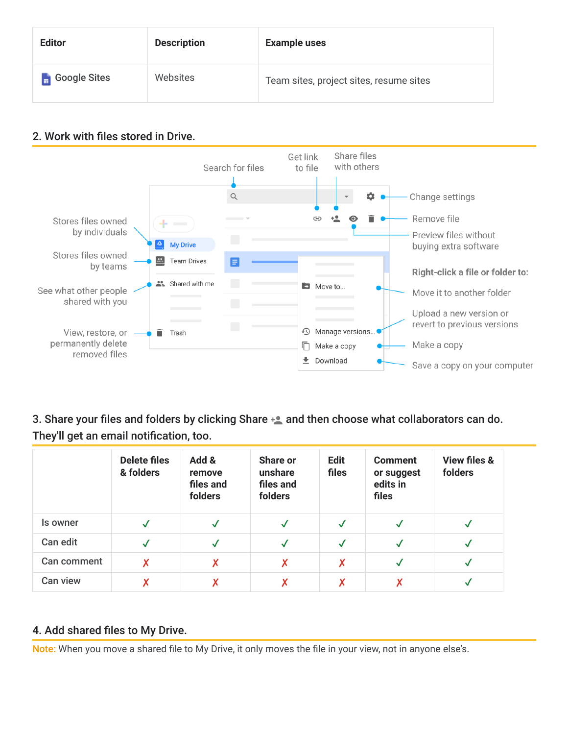| Editor | Description | Example uses |
|---|---|---|
| Google Sites | Websites | Team sites, project sites, resume sites |

## 2. Work with files stored in Drive.

Search for files

Get link to file

Share files with others

Change settings

Remove file

Preview files without buying extra software

Stores files owned by individuals

My Drive

Stores files owned by teams

Team Drives

See what other people shared with you

Shared with me

View, restore, or permanently delete removed files

Trash

**Right-click a file or folder to:**

Move to... — Move it to another folder

Manage versions... — Upload a new version or revert to previous versions

Make a copy — Make a copy

Download — Save a copy on your computer

## 3. Share your files and folders by clicking Share and then choose what collaborators can do. They'll get an email notification, too.

| | Delete files & folders | Add & remove files and folders | Share or unshare files and folders | Edit files | Comment or suggest edits in files | View files & folders |
|---|---|---|---|---|---|---|
| Is owner | ✓ | ✓ | ✓ | ✓ | ✓ | ✓ |
| Can edit | ✓ | ✓ | ✓ | ✓ | ✓ | ✓ |
| Can comment | ✗ | ✗ | ✗ | ✗ | ✓ | ✓ |
| Can view | ✗ | ✗ | ✗ | ✗ | ✗ | ✓ |

## 4. Add shared files to My Drive.

Note: When you move a shared file to My Drive, it only moves the file in your view, not in anyone else's.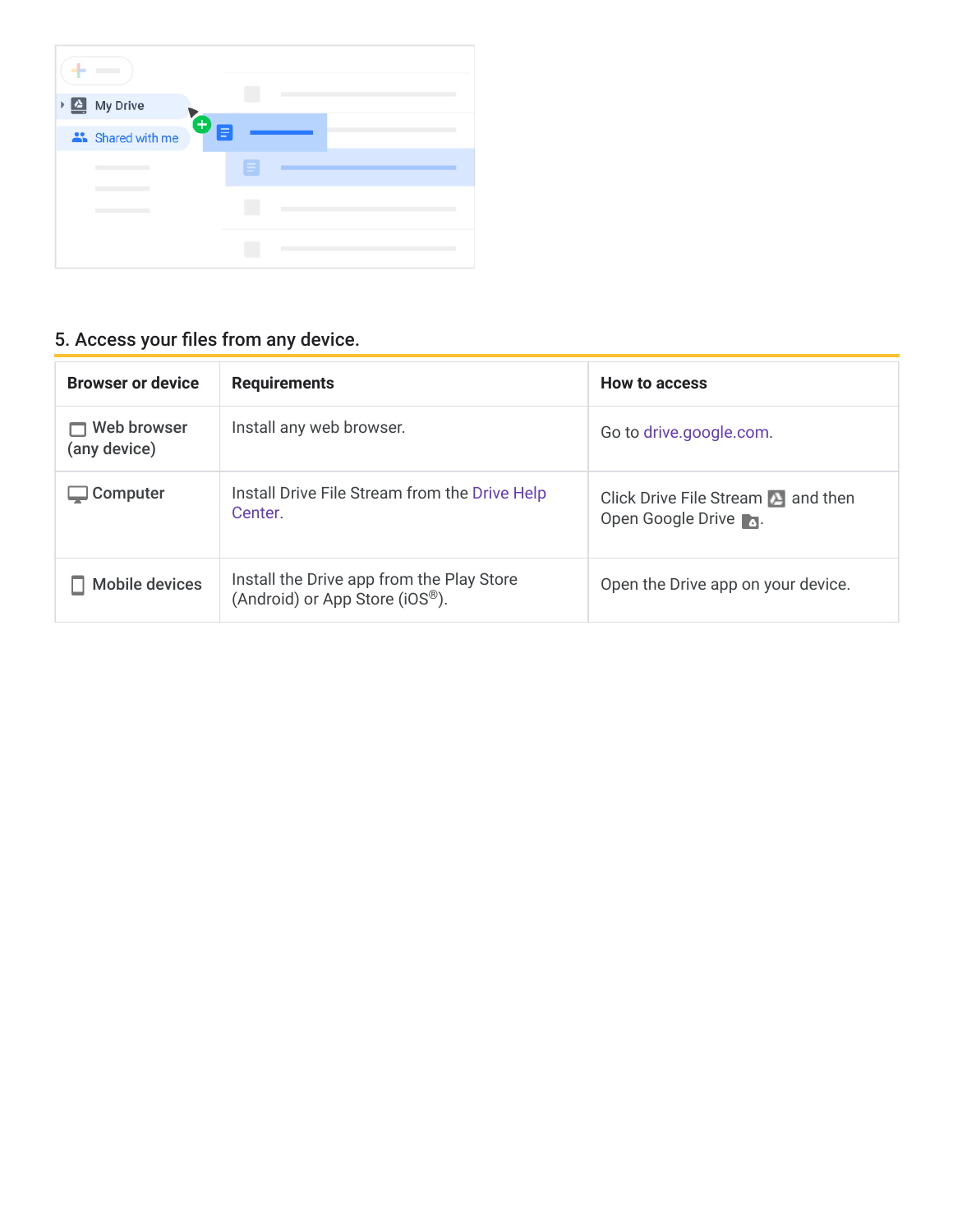## 5. Access your files from any device.

| Browser or device | Requirements | How to access |
|---|---|---|
| Web browser (any device) | Install any web browser. | Go to drive.google.com. |
| Computer | Install Drive File Stream from the Drive Help Center. | Click Drive File Stream and then Open Google Drive. |
| Mobile devices | Install the Drive app from the Play Store (Android) or App Store (iOS®). | Open the Drive app on your device. |